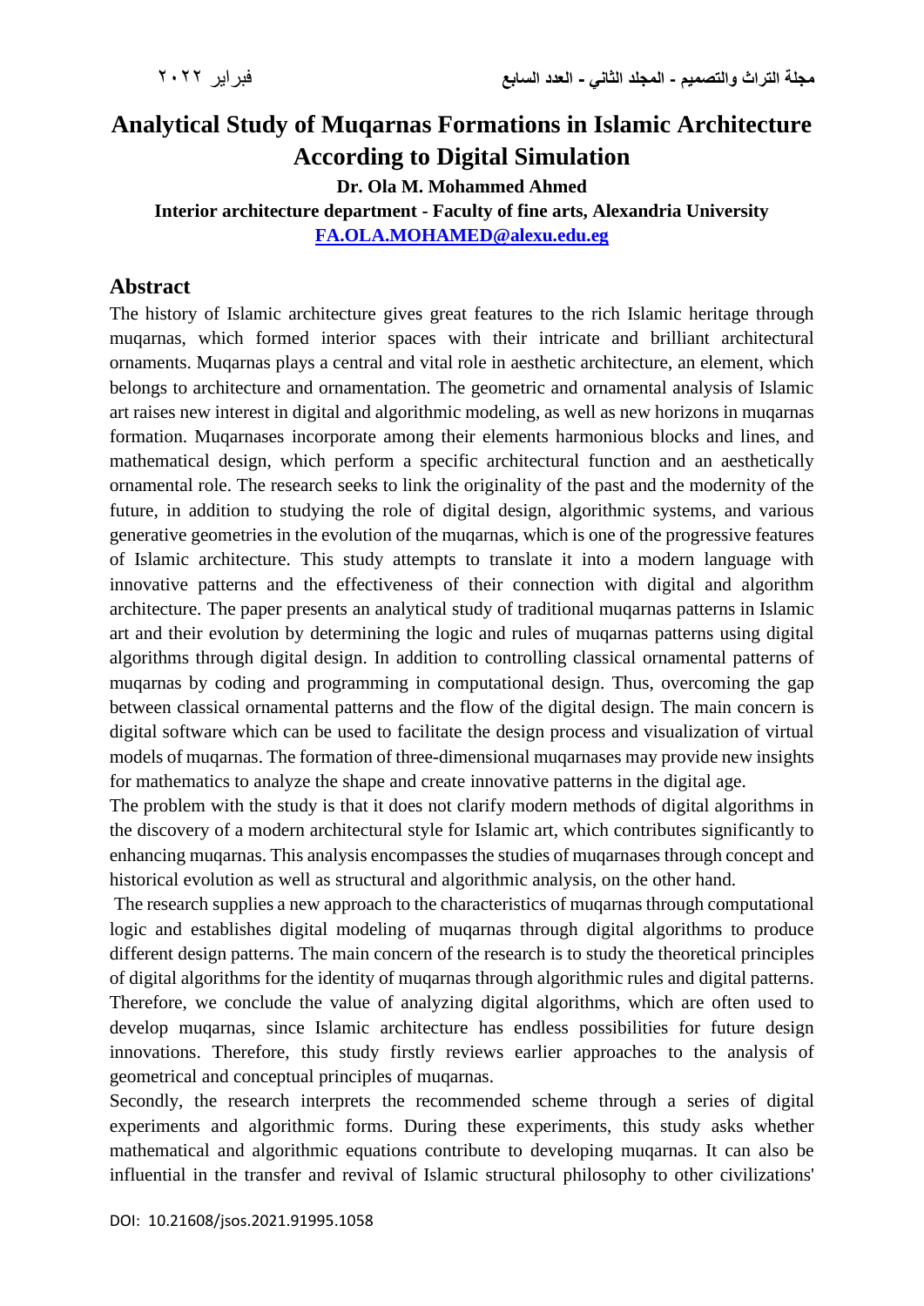# Analytical Study of Muqarnas Formations in Islamic Architecture According to Digital Simulation

**Dr. Ola M. Mohammed Ahmed**

**Interior architecture department - Faculty of fine arts, Alexandria University**

**FA.OLA.MOHAMED@alexu.edu.eg**

## Abstract

The history of Islamic architecture gives great features to the rich Islamic heritage through muqarnas, which formed interior spaces with their intricate and brilliant architectural ornaments. Muqarnas plays a central and vital role in aesthetic architecture, an element, which belongs to architecture and ornamentation. The geometric and ornamental analysis of Islamic art raises new interest in digital and algorithmic modeling, as well as new horizons in muqarnas formation. Muqarnases incorporate among their elements harmonious blocks and lines, and mathematical design, which perform a specific architectural function and an aesthetically ornamental role. The research seeks to link the originality of the past and the modernity of the future, in addition to studying the role of digital design, algorithmic systems, and various generative geometries in the evolution of the muqarnas, which is one of the progressive features of Islamic architecture. This study attempts to translate it into a modern language with innovative patterns and the effectiveness of their connection with digital and algorithm architecture. The paper presents an analytical study of traditional muqarnas patterns in Islamic art and their evolution by determining the logic and rules of muqarnas patterns using digital algorithms through digital design. In addition to controlling classical ornamental patterns of muqarnas by coding and programming in computational design. Thus, overcoming the gap between classical ornamental patterns and the flow of the digital design. The main concern is digital software which can be used to facilitate the design process and visualization of virtual models of muqarnas. The formation of three-dimensional muqarnases may provide new insights for mathematics to analyze the shape and create innovative patterns in the digital age.

The problem with the study is that it does not clarify modern methods of digital algorithms in the discovery of a modern architectural style for Islamic art, which contributes significantly to enhancing muqarnas. This analysis encompasses the studies of muqarnases through concept and historical evolution as well as structural and algorithmic analysis, on the other hand.

The research supplies a new approach to the characteristics of muqarnas through computational logic and establishes digital modeling of muqarnas through digital algorithms to produce different design patterns. The main concern of the research is to study the theoretical principles of digital algorithms for the identity of muqarnas through algorithmic rules and digital patterns. Therefore, we conclude the value of analyzing digital algorithms, which are often used to develop muqarnas, since Islamic architecture has endless possibilities for future design innovations. Therefore, this study firstly reviews earlier approaches to the analysis of geometrical and conceptual principles of muqarnas.

Secondly, the research interprets the recommended scheme through a series of digital experiments and algorithmic forms. During these experiments, this study asks whether mathematical and algorithmic equations contribute to developing muqarnas. It can also be influential in the transfer and revival of Islamic structural philosophy to other civilizations'

DOI: 10.21608/jsos.2021.91995.1058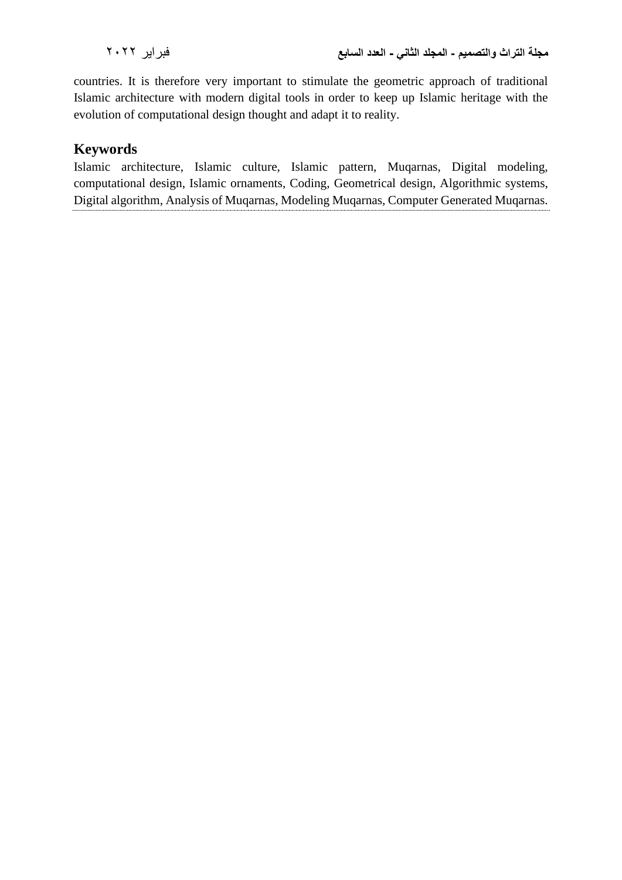countries. It is therefore very important to stimulate the geometric approach of traditional Islamic architecture with modern digital tools in order to keep up Islamic heritage with the evolution of computational design thought and adapt it to reality.

## Keywords

Islamic architecture, Islamic culture, Islamic pattern, Muqarnas, Digital modeling, computational design, Islamic ornaments, Coding, Geometrical design, Algorithmic systems, Digital algorithm, Analysis of Muqarnas, Modeling Muqarnas, Computer Generated Muqarnas.